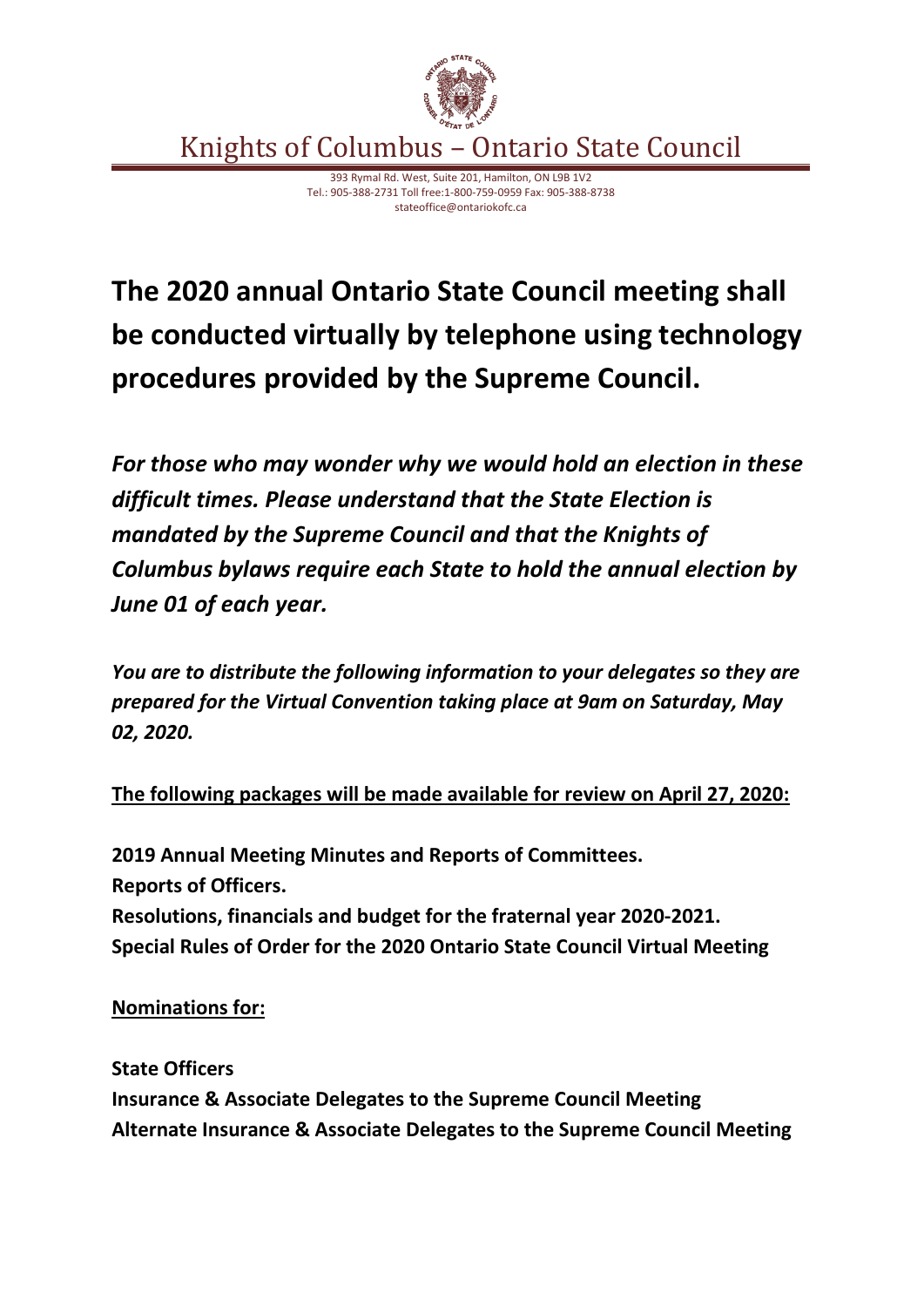# Knights of Columbus – Ontario State Council

393 Rymal Rd. West, Suite 201, Hamilton, ON L9B 1V2
Tel.: 905-388-2731 Toll free:1-800-759-0959 Fax: 905-388-8738
stateoffice@ontariokofc.ca

## The 2020 annual Ontario State Council meeting shall be conducted virtually by telephone using technology procedures provided by the Supreme Council.

***For those who may wonder why we would hold an election in these difficult times. Please understand that the State Election is mandated by the Supreme Council and that the Knights of Columbus bylaws require each State to hold the annual election by June 01 of each year.***

***You are to distribute the following information to your delegates so they are prepared for the Virtual Convention taking place at 9am on Saturday, May 02, 2020.***

**<u>The following packages will be made available for review on April 27, 2020:</u>**

**2019 Annual Meeting Minutes and Reports of Committees.**
**Reports of Officers.**
**Resolutions, financials and budget for the fraternal year 2020-2021.**
**Special Rules of Order for the 2020 Ontario State Council Virtual Meeting**

**<u>Nominations for:</u>**

**State Officers**
**Insurance & Associate Delegates to the Supreme Council Meeting**
**Alternate Insurance & Associate Delegates to the Supreme Council Meeting**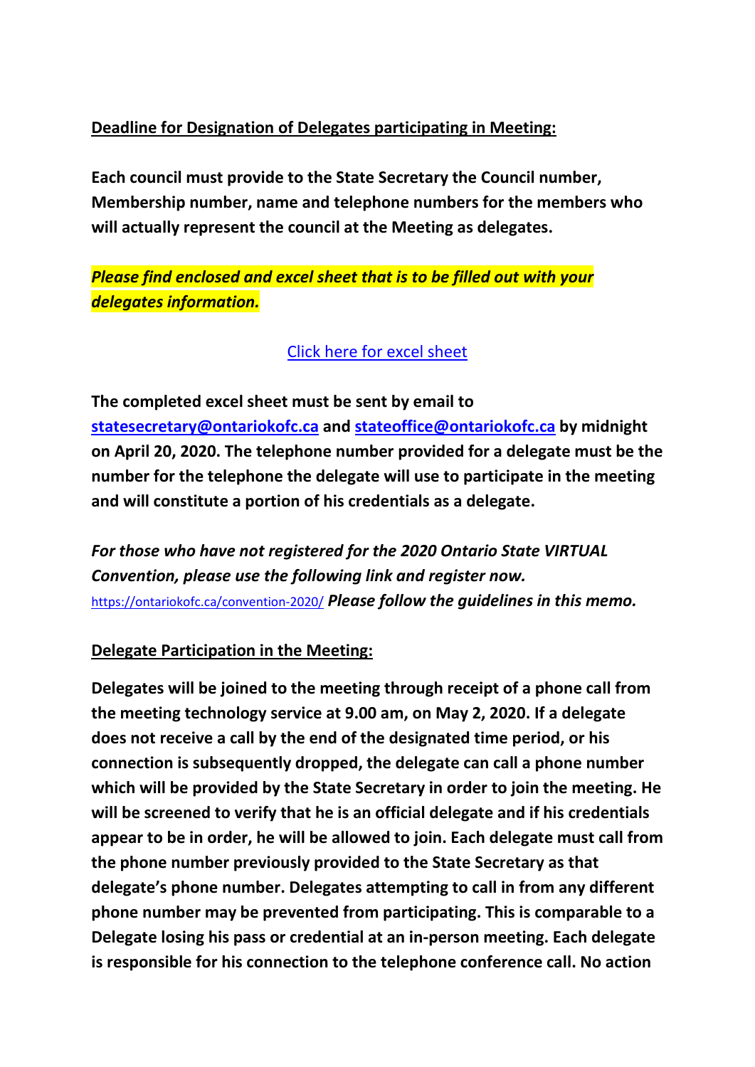**<u>Deadline for Designation of Delegates participating in Meeting:</u>**

**Each council must provide to the State Secretary the Council number, Membership number, name and telephone numbers for the members who will actually represent the council at the Meeting as delegates.**

***Please find enclosed and excel sheet that is to be filled out with your delegates information.***

[Click here for excel sheet]

**The completed excel sheet must be sent by email to statesecretary@ontariokofc.ca and stateoffice@ontariokofc.ca by midnight on April 20, 2020. The telephone number provided for a delegate must be the number for the telephone the delegate will use to participate in the meeting and will constitute a portion of his credentials as a delegate.**

***For those who have not registered for the 2020 Ontario State VIRTUAL Convention, please use the following link and register now.*** https://ontariokofc.ca/convention-2020/ ***Please follow the guidelines in this memo.***

**<u>Delegate Participation in the Meeting:</u>**

**Delegates will be joined to the meeting through receipt of a phone call from the meeting technology service at 9.00 am, on May 2, 2020. If a delegate does not receive a call by the end of the designated time period, or his connection is subsequently dropped, the delegate can call a phone number which will be provided by the State Secretary in order to join the meeting. He will be screened to verify that he is an official delegate and if his credentials appear to be in order, he will be allowed to join. Each delegate must call from the phone number previously provided to the State Secretary as that delegate's phone number. Delegates attempting to call in from any different phone number may be prevented from participating. This is comparable to a Delegate losing his pass or credential at an in-person meeting. Each delegate is responsible for his connection to the telephone conference call. No action**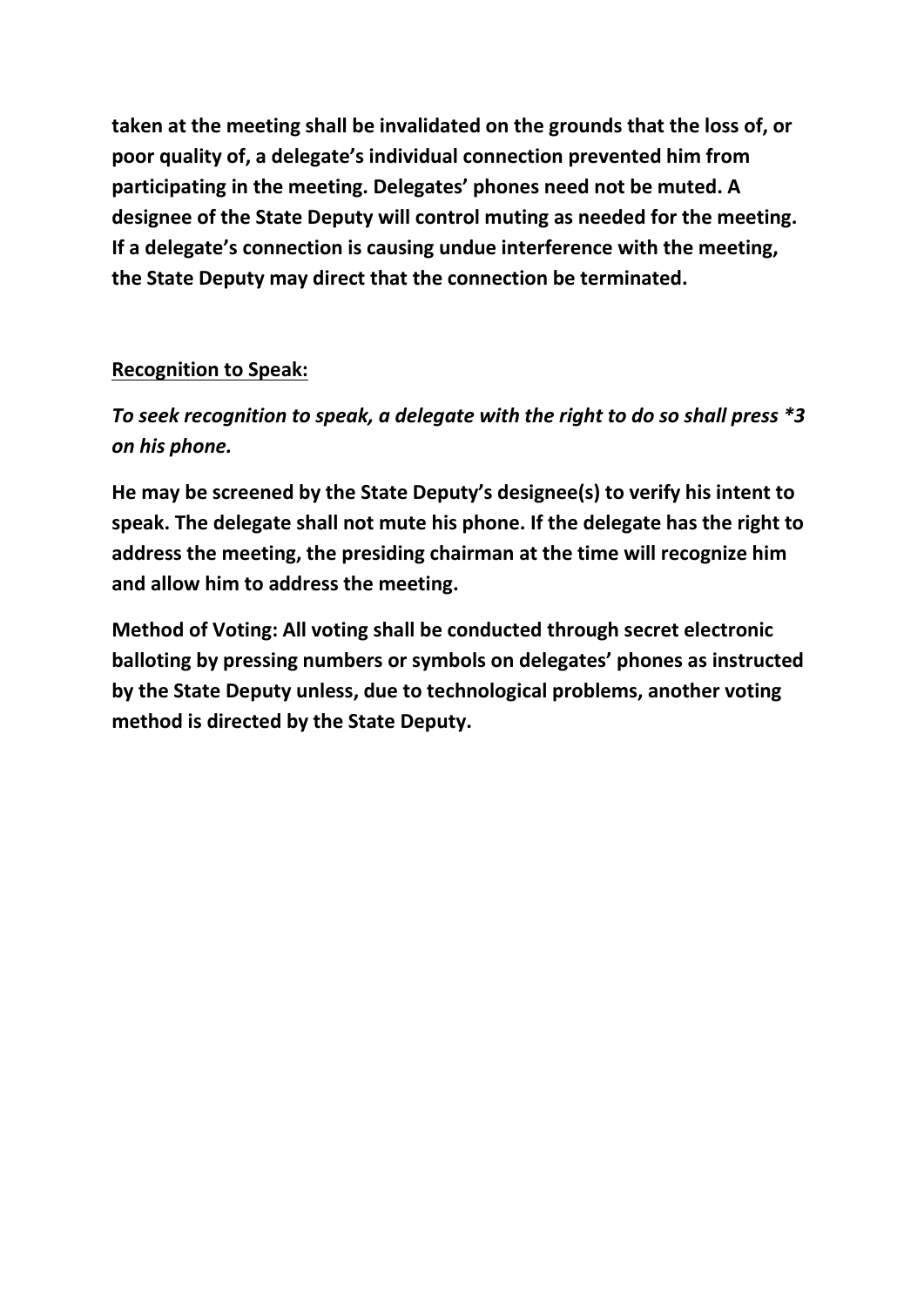**taken at the meeting shall be invalidated on the grounds that the loss of, or poor quality of, a delegate's individual connection prevented him from participating in the meeting. Delegates' phones need not be muted. A designee of the State Deputy will control muting as needed for the meeting. If a delegate's connection is causing undue interference with the meeting, the State Deputy may direct that the connection be terminated.**

**Recognition to Speak:**

***To seek recognition to speak, a delegate with the right to do so shall press *3 on his phone.***

**He may be screened by the State Deputy's designee(s) to verify his intent to speak. The delegate shall not mute his phone. If the delegate has the right to address the meeting, the presiding chairman at the time will recognize him and allow him to address the meeting.**

**Method of Voting: All voting shall be conducted through secret electronic balloting by pressing numbers or symbols on delegates' phones as instructed by the State Deputy unless, due to technological problems, another voting method is directed by the State Deputy.**